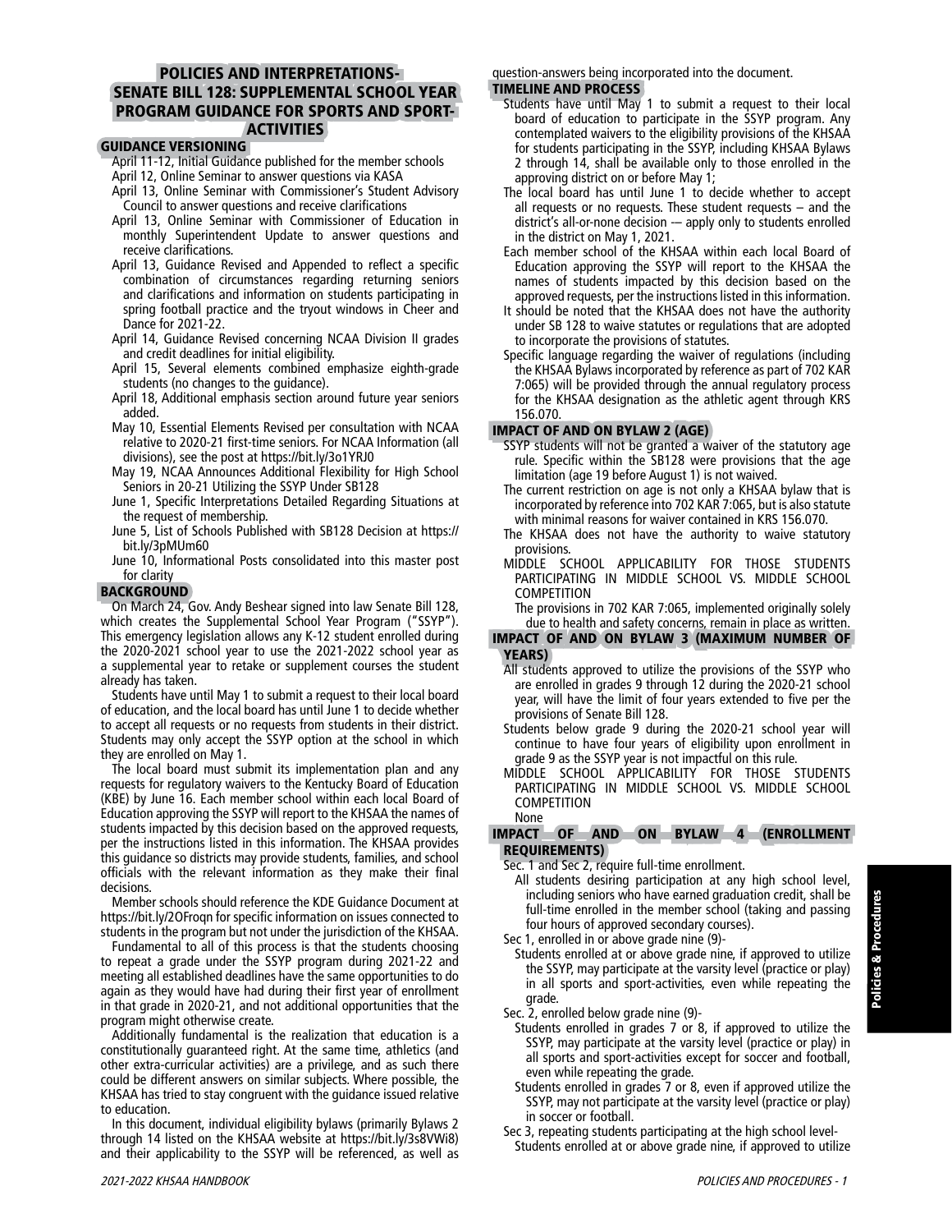# POLICIES AND INTERPRETATIONS- SENATE BILL 128: SUPPLEMENTAL SCHOOL YEAR PROGRAM GUIDANCE FOR SPORTS AND SPORT-ACTIVITIES

## GUIDANCE VERSIONING

- April 11-12, Initial Guidance published for the member schools
- April 12, Online Seminar to answer questions via KASA
- April 13, Online Seminar with Commissioner's Student Advisory Council to answer questions and receive clarifications
- April 13, Online Seminar with Commissioner of Education in monthly Superintendent Update to answer questions and receive clarifications.
- April 13, Guidance Revised and Appended to reflect a specific combination of circumstances regarding returning seniors and clarifications and information on students participating in spring football practice and the tryout windows in Cheer and Dance for 2021-22.
- April 14, Guidance Revised concerning NCAA Division II grades and credit deadlines for initial eligibility.
- April 15, Several elements combined emphasize eighth-grade students (no changes to the guidance).
- April 18, Additional emphasis section around future year seniors added.
- May 10, Essential Elements Revised per consultation with NCAA relative to 2020-21 first-time seniors. For NCAA Information (all divisions), see the post at https://bit.ly/3o1YRJ0
- May 19, NCAA Announces Additional Flexibility for High School Seniors in 20-21 Utilizing the SSYP Under SB128
- June 1, Specific Interpretations Detailed Regarding Situations at the request of membership.
- June 5, List of Schools Published with SB128 Decision at https://bit.ly/3pMUm60
- June 10, Informational Posts consolidated into this master post for clarity

## BACKGROUND

On March 24, Gov. Andy Beshear signed into law Senate Bill 128, which creates the Supplemental School Year Program ("SSYP"). This emergency legislation allows any K-12 student enrolled during the 2020-2021 school year to use the 2021-2022 school year as a supplemental year to retake or supplement courses the student already has taken.

Students have until May 1 to submit a request to their local board of education, and the local board has until June 1 to decide whether to accept all requests or no requests from students in their district. Students may only accept the SSYP option at the school in which they are enrolled on May 1.

The local board must submit its implementation plan and any requests for regulatory waivers to the Kentucky Board of Education (KBE) by June 16. Each member school within each local Board of Education approving the SSYP will report to the KHSAA the names of students impacted by this decision based on the approved requests, per the instructions listed in this information. The KHSAA provides this guidance so districts may provide students, families, and school officials with the relevant information as they make their final decisions.

Member schools should reference the KDE Guidance Document at https://bit.ly/2OFroqn for specific information on issues connected to students in the program but not under the jurisdiction of the KHSAA.

Fundamental to all of this process is that the students choosing to repeat a grade under the SSYP program during 2021-22 and meeting all established deadlines have the same opportunities to do again as they would have had during their first year of enrollment in that grade in 2020-21, and not additional opportunities that the program might otherwise create.

Additionally fundamental is the realization that education is a constitutionally guaranteed right. At the same time, athletics (and other extra-curricular activities) are a privilege, and as such there could be different answers on similar subjects. Where possible, the KHSAA has tried to stay congruent with the guidance issued relative to education.

In this document, individual eligibility bylaws (primarily Bylaws 2 through 14 listed on the KHSAA website at https://bit.ly/3s8VWi8) and their applicability to the SSYP will be referenced, as well as question-answers being incorporated into the document.

## TIMELINE AND PROCESS

Students have until May 1 to submit a request to their local board of education to participate in the SSYP program. Any contemplated waivers to the eligibility provisions of the KHSAA for students participating in the SSYP, including KHSAA Bylaws 2 through 14, shall be available only to those enrolled in the approving district on or before May 1;

The local board has until June 1 to decide whether to accept all requests or no requests. These student requests – and the district's all-or-none decision -– apply only to students enrolled in the district on May 1, 2021.

Each member school of the KHSAA within each local Board of Education approving the SSYP will report to the KHSAA the names of students impacted by this decision based on the approved requests, per the instructions listed in this information.

It should be noted that the KHSAA does not have the authority under SB 128 to waive statutes or regulations that are adopted to incorporate the provisions of statutes.

Specific language regarding the waiver of regulations (including the KHSAA Bylaws incorporated by reference as part of 702 KAR 7:065) will be provided through the annual regulatory process for the KHSAA designation as the athletic agent through KRS 156.070.

## IMPACT OF AND ON BYLAW 2 (AGE)

SSYP students will not be granted a waiver of the statutory age rule. Specific within the SB128 were provisions that the age limitation (age 19 before August 1) is not waived.

The current restriction on age is not only a KHSAA bylaw that is incorporated by reference into 702 KAR 7:065, but is also statute with minimal reasons for waiver contained in KRS 156.070.

The KHSAA does not have the authority to waive statutory provisions.

MIDDLE SCHOOL APPLICABILITY FOR THOSE STUDENTS PARTICIPATING IN MIDDLE SCHOOL VS. MIDDLE SCHOOL COMPETITION

The provisions in 702 KAR 7:065, implemented originally solely due to health and safety concerns, remain in place as written.

## IMPACT OF AND ON BYLAW 3 (MAXIMUM NUMBER OF YEARS)

All students approved to utilize the provisions of the SSYP who are enrolled in grades 9 through 12 during the 2020-21 school year, will have the limit of four years extended to five per the provisions of Senate Bill 128.

Students below grade 9 during the 2020-21 school year will continue to have four years of eligibility upon enrollment in grade 9 as the SSYP year is not impactful on this rule.

MIDDLE SCHOOL APPLICABILITY FOR THOSE STUDENTS PARTICIPATING IN MIDDLE SCHOOL VS. MIDDLE SCHOOL COMPETITION

None

## IMPACT OF AND ON BYLAW 4 (ENROLLMENT REQUIREMENTS)

Sec. 1 and Sec 2, require full-time enrollment.

All students desiring participation at any high school level, including seniors who have earned graduation credit, shall be full-time enrolled in the member school (taking and passing four hours of approved secondary courses).

Sec 1, enrolled in or above grade nine (9)-

Students enrolled at or above grade nine, if approved to utilize the SSYP, may participate at the varsity level (practice or play) in all sports and sport-activities, even while repeating the grade.

Sec. 2, enrolled below grade nine (9)-

Students enrolled in grades 7 or 8, if approved to utilize the SSYP, may participate at the varsity level (practice or play) in all sports and sport-activities except for soccer and football, even while repeating the grade.

Students enrolled in grades 7 or 8, even if approved utilize the SSYP, may not participate at the varsity level (practice or play) in soccer or football.

Sec 3, repeating students participating at the high school level-

Students enrolled at or above grade nine, if approved to utilize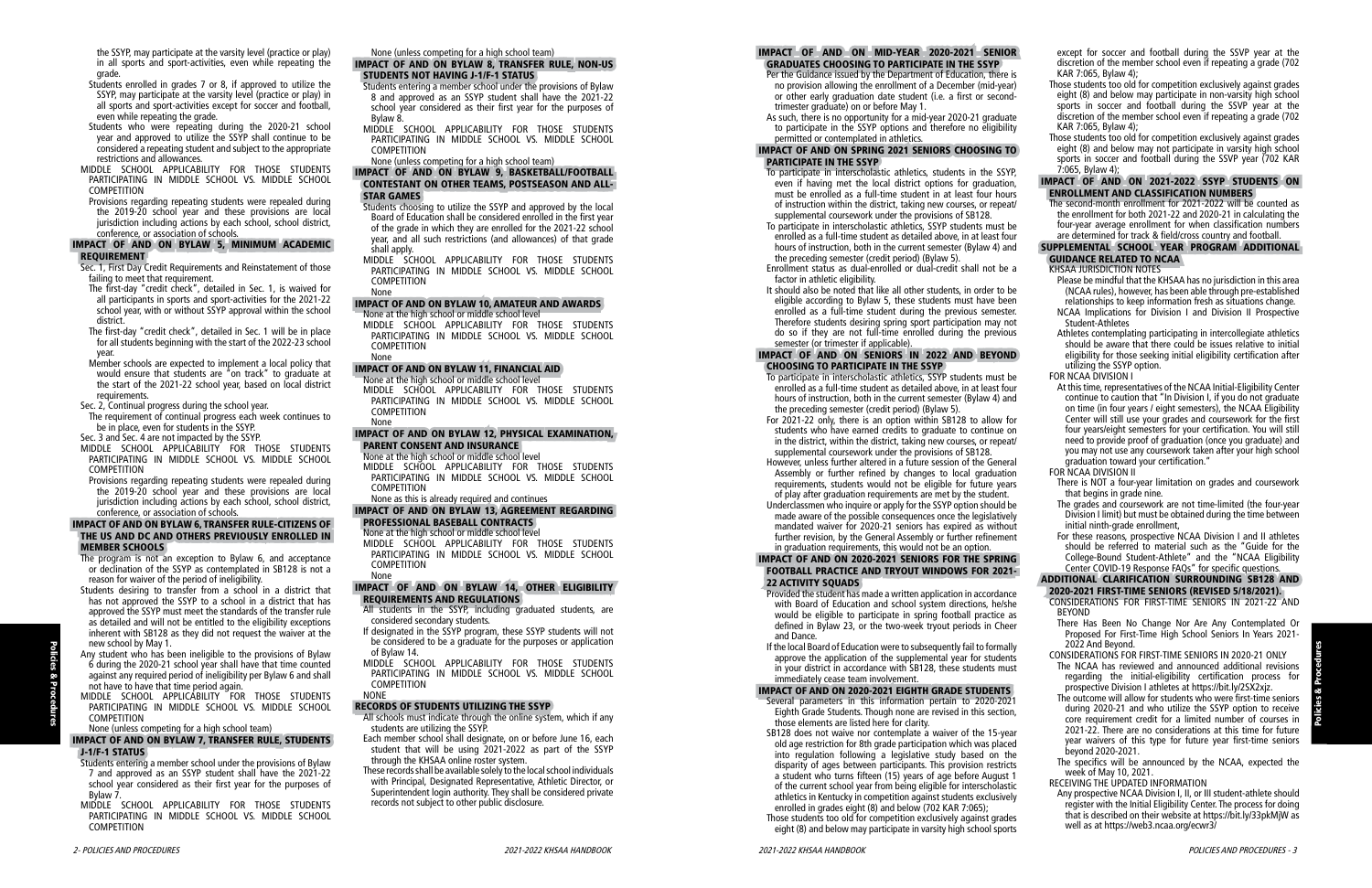the SSYP, may participate at the varsity level (practice or play) in all sports and sport-activities, even while repeating the grade.

Students enrolled in grades 7 or 8, if approved to utilize the SSYP, may participate at the varsity level (practice or play) in all sports and sport-activities except for soccer and football, even while repeating the grade.

Students who were repeating during the 2020-21 school year and approved to utilize the SSYP shall continue to be considered a repeating student and subject to the appropriate restrictions and allowances.

MIDDLE SCHOOL APPLICABILITY FOR THOSE STUDENTS PARTICIPATING IN MIDDLE SCHOOL VS. MIDDLE SCHOOL COMPETITION

Provisions regarding repeating students were repealed during the 2019-20 school year and these provisions are local jurisdiction including actions by each school, school district, conference, or association of schools.

## IMPACT OF AND ON BYLAW 5, MINIMUM ACADEMIC REQUIREMENT

Sec. 1, First Day Credit Requirements and Reinstatement of those failing to meet that requirement.

The first-day "credit check", detailed in Sec. 1, is waived for all participants in sports and sport-activities for the 2021-22 school year, with or without SSYP approval within the school district.

The first-day "credit check", detailed in Sec. 1 will be in place for all students beginning with the start of the 2022-23 school year.

Member schools are expected to implement a local policy that would ensure that students are "on track" to graduate at the start of the 2021-22 school year, based on local district requirements.

Sec. 2, Continual progress during the school year.

The requirement of continual progress each week continues to be in place, even for students in the SSYP.

Sec. 3 and Sec. 4 are not impacted by the SSYP.

MIDDLE SCHOOL APPLICABILITY FOR THOSE STUDENTS PARTICIPATING IN MIDDLE SCHOOL VS. MIDDLE SCHOOL COMPETITION

Provisions regarding repeating students were repealed during the 2019-20 school year and these provisions are local jurisdiction including actions by each school, school district, conference, or association of schools.

## IMPACT OF AND ON BYLAW 6, TRANSFER RULE-CITIZENS OF THE US AND DC AND OTHERS PREVIOUSLY ENROLLED IN MEMBER SCHOOLS

The program is not an exception to Bylaw 6, and acceptance or declination of the SSYP as contemplated in SB128 is not a reason for waiver of the period of ineligibility.

Students desiring to transfer from a school in a district that has not approved the SSYP to a school in a district that has approved the SSYP must meet the standards of the transfer rule as detailed and will not be entitled to the eligibility exceptions inherent with SB128 as they did not request the waiver at the new school by May 1.

Any student who has been ineligible to the provisions of Bylaw 6 during the 2020-21 school year shall have that time counted against any required period of ineligibility per Bylaw 6 and shall not have to have that time period again.

MIDDLE SCHOOL APPLICABILITY FOR THOSE STUDENTS PARTICIPATING IN MIDDLE SCHOOL VS. MIDDLE SCHOOL COMPETITION

None (unless competing for a high school team)

## IMPACT OF AND ON BYLAW 7, TRANSFER RULE, STUDENTS J-1/F-1 STATUS

Students entering a member school under the provisions of Bylaw 7 and approved as an SSYP student shall have the 2021-22 school year considered as their first year for the purposes of Bylaw 7.

MIDDLE SCHOOL APPLICABILITY FOR THOSE STUDENTS PARTICIPATING IN MIDDLE SCHOOL VS. MIDDLE SCHOOL COMPETITION

None (unless competing for a high school team)

## IMPACT OF AND ON BYLAW 8, TRANSFER RULE, NON-US STUDENTS NOT HAVING J-1/F-1 STATUS

Students entering a member school under the provisions of Bylaw 8 and approved as an SSYP student shall have the 2021-22 school year considered as their first year for the purposes of Bylaw 8.

MIDDLE SCHOOL APPLICABILITY FOR THOSE STUDENTS PARTICIPATING IN MIDDLE SCHOOL VS. MIDDLE SCHOOL COMPETITION

None (unless competing for a high school team)

## IMPACT OF AND ON BYLAW 9, BASKETBALL/FOOTBALL CONTESTANT ON OTHER TEAMS, POSTSEASON AND ALL-STAR GAMES

Students choosing to utilize the SSYP and approved by the local Board of Education shall be considered enrolled in the first year of the grade in which they are enrolled for the 2021-22 school year, and all such restrictions (and allowances) of that grade shall apply.

MIDDLE SCHOOL APPLICABILITY FOR THOSE STUDENTS PARTICIPATING IN MIDDLE SCHOOL VS. MIDDLE SCHOOL COMPETITION

None

## IMPACT OF AND ON BYLAW 10, AMATEUR AND AWARDS

None at the high school or middle school level

MIDDLE SCHOOL APPLICABILITY FOR THOSE STUDENTS PARTICIPATING IN MIDDLE SCHOOL VS. MIDDLE SCHOOL COMPETITION

None

## IMPACT OF AND ON BYLAW 11, FINANCIAL AID

None at the high school or middle school level

MIDDLE SCHOOL APPLICABILITY FOR THOSE STUDENTS PARTICIPATING IN MIDDLE SCHOOL VS. MIDDLE SCHOOL COMPETITION

None

## IMPACT OF AND ON BYLAW 12, PHYSICAL EXAMINATION, PARENT CONSENT AND INSURANCE

None at the high school or middle school level

MIDDLE SCHOOL APPLICABILITY FOR THOSE STUDENTS PARTICIPATING IN MIDDLE SCHOOL VS. MIDDLE SCHOOL COMPETITION

None as this is already required and continues

## IMPACT OF AND ON BYLAW 13, AGREEMENT REGARDING PROFESSIONAL BASEBALL CONTRACTS

None at the high school or middle school level

MIDDLE SCHOOL APPLICABILITY FOR THOSE STUDENTS PARTICIPATING IN MIDDLE SCHOOL VS. MIDDLE SCHOOL COMPETITION

None

## IMPACT OF AND ON BYLAW 14, OTHER ELIGIBILITY REQUIREMENTS AND REGULATIONS

All students in the SSYP, including graduated students, are considered secondary students.

If designated in the SSYP program, these SSYP students will not be considered to be a graduate for the purposes or application of Bylaw 14.

MIDDLE SCHOOL APPLICABILITY FOR THOSE STUDENTS PARTICIPATING IN MIDDLE SCHOOL VS. MIDDLE SCHOOL COMPETITION

NONE

## RECORDS OF STUDENTS UTILIZING THE SSYP

All schools must indicate through the online system, which if any students are utilizing the SSYP.

Each member school shall designate, on or before June 16, each student that will be using 2021-2022 as part of the SSYP through the KHSAA online roster system.

These records shall be available solely to the local school individuals with Principal, Designated Representative, Athletic Director, or Superintendent login authority. They shall be considered private records not subject to other public disclosure.

## IMPACT OF AND ON MID-YEAR 2020-2021 SENIOR GRADUATES CHOOSING TO PARTICIPATE IN THE SSYP

Per the Guidance issued by the Department of Education, there is no provision allowing the enrollment of a December (mid-year) or other early graduation date student (i.e. a first or second-trimester graduate) on or before May 1.

As such, there is no opportunity for a mid-year 2020-21 graduate to participate in the SSYP options and therefore no eligibility permitted or contemplated in athletics.

## IMPACT OF AND ON SPRING 2021 SENIORS CHOOSING TO PARTICIPATE IN THE SSYP

To participate in interscholastic athletics, students in the SSYP, even if having met the local district options for graduation, must be enrolled as a full-time student in at least four hours of instruction within the district, taking new courses, or repeat/ supplemental coursework under the provisions of SB128.

To participate in interscholastic athletics, SSYP students must be enrolled as a full-time student as detailed above, in at least four hours of instruction, both in the current semester (Bylaw 4) and the preceding semester (credit period) (Bylaw 5).

Enrollment status as dual-enrolled or dual-credit shall not be a factor in athletic eligibility.

It should also be noted that like all other students, in order to be eligible according to Bylaw 5, these students must have been enrolled as a full-time student during the previous semester. Therefore students desiring spring sport participation may not do so if they are not full-time enrolled during the previous semester (or trimester if applicable).

## IMPACT OF AND ON SENIORS IN 2022 AND BEYOND CHOOSING TO PARTICIPATE IN THE SSYP

To participate in interscholastic athletics, SSYP students must be enrolled as a full-time student as detailed above, in at least four hours of instruction, both in the current semester (Bylaw 4) and the preceding semester (credit period) (Bylaw 5).

For 2021-22 only, there is an option within SB128 to allow for students who have earned credits to graduate to continue on in the district, within the district, taking new courses, or repeat/ supplemental coursework under the provisions of SB128.

However, unless further altered in a future session of the General Assembly or further refined by changes to local graduation requirements, students would not be eligible for future years of play after graduation requirements are met by the student.

Underclassmen who inquire or apply for the SSYP option should be made aware of the possible consequences once the legislatively mandated waiver for 2020-21 seniors has expired as without further revision, by the General Assembly or further refinement in graduation requirements, this would not be an option.

## IMPACT OF AND ON 2020-2021 SENIORS FOR THE SPRING FOOTBALL PRACTICE AND TRYOUT WINDOWS FOR 2021-22 ACTIVITY SQUADS

Provided the student has made a written application in accordance with Board of Education and school system directions, he/she would be eligible to participate in spring football practice as defined in Bylaw 23, or the two-week tryout periods in Cheer and Dance.

If the local Board of Education were to subsequently fail to formally approve the application of the supplemental year for students in your district in accordance with SB128, these students must immediately cease team involvement.

## IMPACT OF AND ON 2020-2021 EIGHTH GRADE STUDENTS

Several parameters in this information pertain to 2020-2021 Eighth Grade Students. Though none are revised in this section, those elements are listed here for clarity.

SB128 does not waive nor contemplate a waiver of the 15-year old age restriction for 8th grade participation which was placed into regulation following a legislative study based on the disparity of ages between participants. This provision restricts a student who turns fifteen (15) years of age before August 1 of the current school year from being eligible for interscholastic athletics in Kentucky in competition against students exclusively enrolled in grades eight (8) and below (702 KAR 7:065);

Those students too old for competition exclusively against grades eight (8) and below may participate in varsity high school sports except for soccer and football during the SSVP year at the discretion of the member school even if repeating a grade (702 KAR 7:065, Bylaw 4);

Those students too old for competition exclusively against grades eight (8) and below may participate in non-varsity high school sports in soccer and football during the SSVP year at the discretion of the member school even if repeating a grade (702 KAR 7:065, Bylaw 4);

Those students too old for competition exclusively against grades eight (8) and below may not participate in varsity high school sports in soccer and football during the SSVP year (702 KAR 7:065, Bylaw 4);

## IMPACT OF AND ON 2021-2022 SSYP STUDENTS ON ENROLLMENT AND CLASSIFICATION NUMBERS

The second-month enrollment for 2021-2022 will be counted as the enrollment for both 2021-22 and 2020-21 in calculating the four-year average enrollment for when classification numbers are determined for track & field/cross country and football.

## SUPPLEMENTAL SCHOOL YEAR PROGRAM ADDITIONAL GUIDANCE RELATED TO NCAA

KHSAA JURISDICTION NOTES

Please be mindful that the KHSAA has no jurisdiction in this area (NCAA rules), however, has been able through pre-established relationships to keep information fresh as situations change.

NCAA Implications for Division I and Division II Prospective Student-Athletes

Athletes contemplating participating in intercollegiate athletics should be aware that there could be issues relative to initial eligibility for those seeking initial eligibility certification after utilizing the SSYP option.

FOR NCAA DIVISION I

At this time, representatives of the NCAA Initial-Eligibility Center continue to caution that "In Division I, if you do not graduate on time (in four years / eight semesters), the NCAA Eligibility Center will still use your grades and coursework for the first four years/eight semesters for your certification. You will still need to provide proof of graduation (once you graduate) and you may not use any coursework taken after your high school graduation toward your certification."

FOR NCAA DIVISION II

There is NOT a four-year limitation on grades and coursework that begins in grade nine.

The grades and coursework are not time-limited (the four-year Division I limit) but must be obtained during the time between initial ninth-grade enrollment,

For these reasons, prospective NCAA Division I and II athletes should be referred to material such as the "Guide for the College-Bound Student-Athlete" and the "NCAA Eligibility Center COVID-19 Response FAQs" for specific questions.

## ADDITIONAL CLARIFICATION SURROUNDING SB128 AND 2020-2021 FIRST-TIME SENIORS (REVISED 5/18/2021).

CONSIDERATIONS FOR FIRST-TIME SENIORS IN 2021-22 AND BEYOND

There Has Been No Change Nor Are Any Contemplated Or Proposed For First-Time High School Seniors In Years 2021-2022 And Beyond.

CONSIDERATIONS FOR FIRST-TIME SENIORS IN 2020-21 ONLY

The NCAA has reviewed and announced additional revisions regarding the initial-eligibility certification process for prospective Division I athletes at https://bit.ly/2SX2xjz.

The outcome will allow for students who were first-time seniors during 2020-21 and who utilize the SSYP option to receive core requirement credit for a limited number of courses in 2021-22. There are no considerations at this time for future year waivers of this type for future year first-time seniors beyond 2020-2021.

The specifics will be announced by the NCAA, expected the week of May 10, 2021.

RECEIVING THE UPDATED INFORMATION

Any prospective NCAA Division I, II, or III student-athlete should register with the Initial Eligibility Center. The process for doing that is described on their website at https://bit.ly/33pkMjW as well as at https://web3.ncaa.org/ecwr3/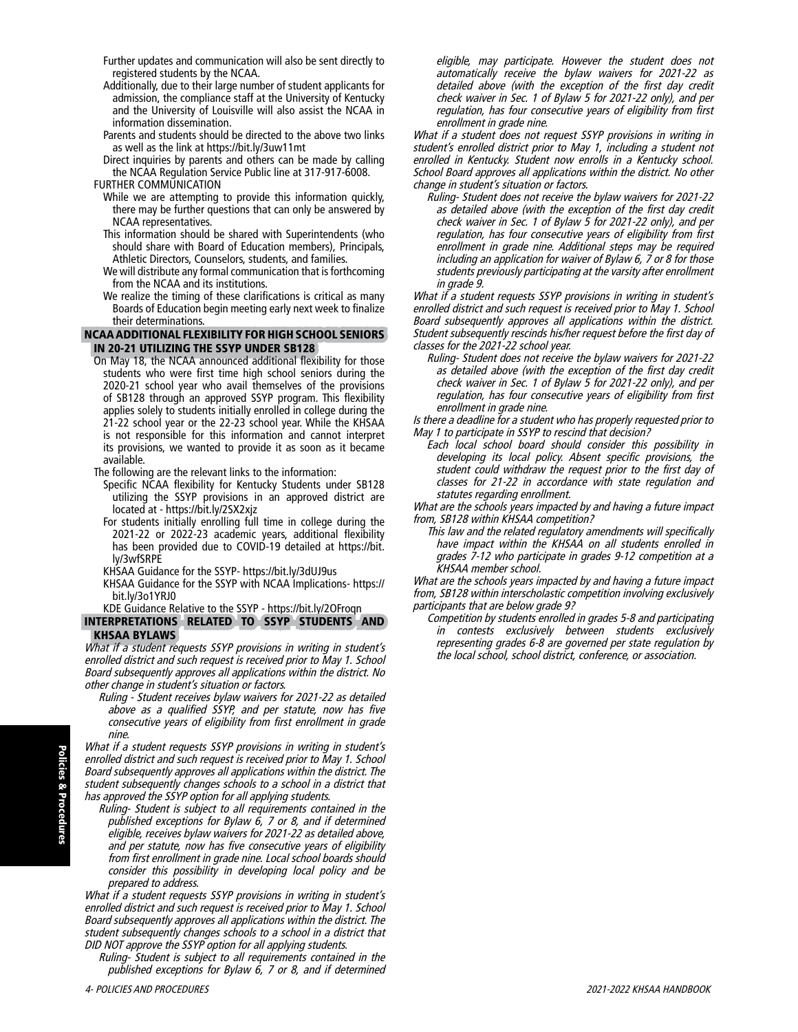Further updates and communication will also be sent directly to registered students by the NCAA.

Additionally, due to their large number of student applicants for admission, the compliance staff at the University of Kentucky and the University of Louisville will also assist the NCAA in information dissemination.

Parents and students should be directed to the above two links as well as the link at https://bit.ly/3uw11mt

Direct inquiries by parents and others can be made by calling the NCAA Regulation Service Public line at 317-917-6008.

FURTHER COMMUNICATION

While we are attempting to provide this information quickly, there may be further questions that can only be answered by NCAA representatives.

This information should be shared with Superintendents (who should share with Board of Education members), Principals, Athletic Directors, Counselors, students, and families.

We will distribute any formal communication that is forthcoming from the NCAA and its institutions.

We realize the timing of these clarifications is critical as many Boards of Education begin meeting early next week to finalize their determinations.

## NCAA ADDITIONAL FLEXIBILITY FOR HIGH SCHOOL SENIORS IN 20-21 UTILIZING THE SSYP UNDER SB128

On May 18, the NCAA announced additional flexibility for those students who were first time high school seniors during the 2020-21 school year who avail themselves of the provisions of SB128 through an approved SSYP program. This flexibility applies solely to students initially enrolled in college during the 21-22 school year or the 22-23 school year. While the KHSAA is not responsible for this information and cannot interpret its provisions, we wanted to provide it as soon as it became available.

The following are the relevant links to the information:

Specific NCAA flexibility for Kentucky Students under SB128 utilizing the SSYP provisions in an approved district are located at - https://bit.ly/2SX2xjz

For students initially enrolling full time in college during the 2021-22 or 2022-23 academic years, additional flexibility has been provided due to COVID-19 detailed at https://bit.ly/3wfSRPE

KHSAA Guidance for the SSYP- https://bit.ly/3dUJ9us

KHSAA Guidance for the SSYP with NCAA Implications- https://bit.ly/3o1YRJ0

KDE Guidance Relative to the SSYP - https://bit.ly/2OFroqn

## INTERPRETATIONS RELATED TO SSYP STUDENTS AND KHSAA BYLAWS

*What if a student requests SSYP provisions in writing in student's enrolled district and such request is received prior to May 1. School Board subsequently approves all applications within the district. No other change in student's situation or factors.*

*Ruling - Student receives bylaw waivers for 2021-22 as detailed above as a qualified SSYP, and per statute, now has five consecutive years of eligibility from first enrollment in grade nine.*

*What if a student requests SSYP provisions in writing in student's enrolled district and such request is received prior to May 1. School Board subsequently approves all applications within the district. The student subsequently changes schools to a school in a district that has approved the SSYP option for all applying students.*

*Ruling- Student is subject to all requirements contained in the published exceptions for Bylaw 6, 7 or 8, and if determined eligible, receives bylaw waivers for 2021-22 as detailed above, and per statute, now has five consecutive years of eligibility from first enrollment in grade nine. Local school boards should consider this possibility in developing local policy and be prepared to address.*

*What if a student requests SSYP provisions in writing in student's enrolled district and such request is received prior to May 1. School Board subsequently approves all applications within the district. The student subsequently changes schools to a school in a district that DID NOT approve the SSYP option for all applying students.*

*Ruling- Student is subject to all requirements contained in the published exceptions for Bylaw 6, 7 or 8, and if determined eligible, may participate. However the student does not automatically receive the bylaw waivers for 2021-22 as detailed above (with the exception of the first day credit check waiver in Sec. 1 of Bylaw 5 for 2021-22 only), and per regulation, has four consecutive years of eligibility from first enrollment in grade nine.*

*What if a student does not request SSYP provisions in writing in student's enrolled district prior to May 1, including a student not enrolled in Kentucky. Student now enrolls in a Kentucky school. School Board approves all applications within the district. No other change in student's situation or factors.*

*Ruling- Student does not receive the bylaw waivers for 2021-22 as detailed above (with the exception of the first day credit check waiver in Sec. 1 of Bylaw 5 for 2021-22 only), and per regulation, has four consecutive years of eligibility from first enrollment in grade nine. Additional steps may be required including an application for waiver of Bylaw 6, 7 or 8 for those students previously participating at the varsity after enrollment in grade 9.*

*What if a student requests SSYP provisions in writing in student's enrolled district and such request is received prior to May 1. School Board subsequently approves all applications within the district. Student subsequently rescinds his/her request before the first day of classes for the 2021-22 school year.*

*Ruling- Student does not receive the bylaw waivers for 2021-22 as detailed above (with the exception of the first day credit check waiver in Sec. 1 of Bylaw 5 for 2021-22 only), and per regulation, has four consecutive years of eligibility from first enrollment in grade nine.*

*Is there a deadline for a student who has properly requested prior to May 1 to participate in SSYP to rescind that decision?*

*Each local school board should consider this possibility in developing its local policy. Absent specific provisions, the student could withdraw the request prior to the first day of classes for 21-22 in accordance with state regulation and statutes regarding enrollment.*

*What are the schools years impacted by and having a future impact from, SB128 within KHSAA competition?*

*This law and the related regulatory amendments will specifically have impact within the KHSAA on all students enrolled in grades 7-12 who participate in grades 9-12 competition at a KHSAA member school.*

*What are the schools years impacted by and having a future impact from, SB128 within interscholastic competition involving exclusively participants that are below grade 9?*

*Competition by students enrolled in grades 5-8 and participating in contests exclusively between students exclusively representing grades 6-8 are governed per state regulation by the local school, school district, conference, or association.*